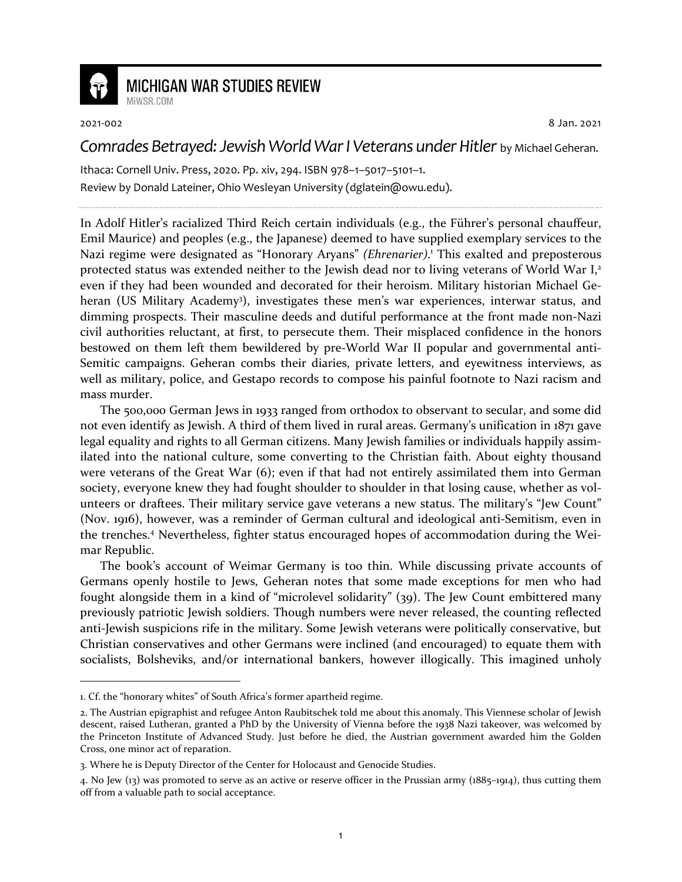MICHIGAN WAR STUDIES REVIEW
MiWSR.COM

2021-002 8 Jan. 2021

# *Comrades Betrayed: Jewish World War I Veterans under Hitler* by Michael Geheran.

Ithaca: Cornell Univ. Press, 2020. Pp. xiv, 294. ISBN 978–1–5017–5101–1.

Review by Donald Lateiner, Ohio Wesleyan University (dglatein@owu.edu).

---

In Adolf Hitler's racialized Third Reich certain individuals (e.g., the Führer's personal chauffeur, Emil Maurice) and peoples (e.g., the Japanese) deemed to have supplied exemplary services to the Nazi regime were designated as "Honorary Aryans" *(Ehrenarier)*.[1] This exalted and preposterous protected status was extended neither to the Jewish dead nor to living veterans of World War I,[2] even if they had been wounded and decorated for their heroism. Military historian Michael Geheran (US Military Academy[3]), investigates these men's war experiences, interwar status, and dimming prospects. Their masculine deeds and dutiful performance at the front made non-Nazi civil authorities reluctant, at first, to persecute them. Their misplaced confidence in the honors bestowed on them left them bewildered by pre-World War II popular and governmental anti-Semitic campaigns. Geheran combs their diaries, private letters, and eyewitness interviews, as well as military, police, and Gestapo records to compose his painful footnote to Nazi racism and mass murder.

The 500,000 German Jews in 1933 ranged from orthodox to observant to secular, and some did not even identify as Jewish. A third of them lived in rural areas. Germany's unification in 1871 gave legal equality and rights to all German citizens. Many Jewish families or individuals happily assimilated into the national culture, some converting to the Christian faith. About eighty thousand were veterans of the Great War (6); even if that had not entirely assimilated them into German society, everyone knew they had fought shoulder to shoulder in that losing cause, whether as volunteers or draftees. Their military service gave veterans a new status. The military's "Jew Count" (Nov. 1916), however, was a reminder of German cultural and ideological anti-Semitism, even in the trenches.[4] Nevertheless, fighter status encouraged hopes of accommodation during the Weimar Republic.

The book's account of Weimar Germany is too thin. While discussing private accounts of Germans openly hostile to Jews, Geheran notes that some made exceptions for men who had fought alongside them in a kind of "microlevel solidarity" (39). The Jew Count embittered many previously patriotic Jewish soldiers. Though numbers were never released, the counting reflected anti-Jewish suspicions rife in the military. Some Jewish veterans were politically conservative, but Christian conservatives and other Germans were inclined (and encouraged) to equate them with socialists, Bolsheviks, and/or international bankers, however illogically. This imagined unholy

---

1. Cf. the "honorary whites" of South Africa's former apartheid regime.

2. The Austrian epigraphist and refugee Anton Raubitschek told me about this anomaly. This Viennese scholar of Jewish descent, raised Lutheran, granted a PhD by the University of Vienna before the 1938 Nazi takeover, was welcomed by the Princeton Institute of Advanced Study. Just before he died, the Austrian government awarded him the Golden Cross, one minor act of reparation.

3. Where he is Deputy Director of the Center for Holocaust and Genocide Studies.

4. No Jew (13) was promoted to serve as an active or reserve officer in the Prussian army (1885–1914), thus cutting them off from a valuable path to social acceptance.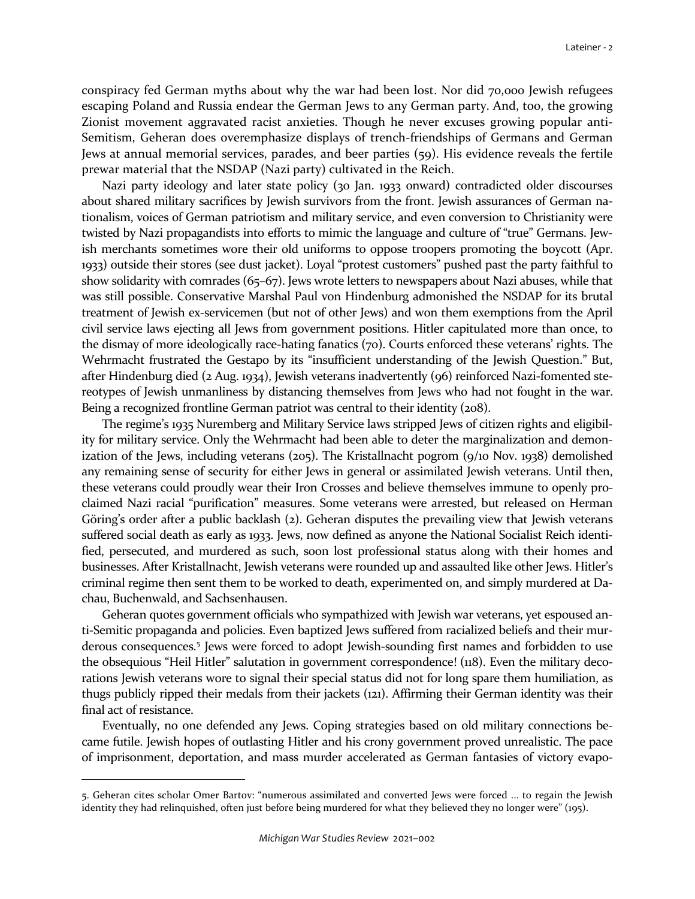conspiracy fed German myths about why the war had been lost. Nor did 70,000 Jewish refugees escaping Poland and Russia endear the German Jews to any German party. And, too, the growing Zionist movement aggravated racist anxieties. Though he never excuses growing popular anti-Semitism, Geheran does overemphasize displays of trench-friendships of Germans and German Jews at annual memorial services, parades, and beer parties (59). His evidence reveals the fertile prewar material that the NSDAP (Nazi party) cultivated in the Reich.

Nazi party ideology and later state policy (30 Jan. 1933 onward) contradicted older discourses about shared military sacrifices by Jewish survivors from the front. Jewish assurances of German nationalism, voices of German patriotism and military service, and even conversion to Christianity were twisted by Nazi propagandists into efforts to mimic the language and culture of "true" Germans. Jewish merchants sometimes wore their old uniforms to oppose troopers promoting the boycott (Apr. 1933) outside their stores (see dust jacket). Loyal "protest customers" pushed past the party faithful to show solidarity with comrades (65–67). Jews wrote letters to newspapers about Nazi abuses, while that was still possible. Conservative Marshal Paul von Hindenburg admonished the NSDAP for its brutal treatment of Jewish ex-servicemen (but not of other Jews) and won them exemptions from the April civil service laws ejecting all Jews from government positions. Hitler capitulated more than once, to the dismay of more ideologically race-hating fanatics (70). Courts enforced these veterans' rights. The Wehrmacht frustrated the Gestapo by its "insufficient understanding of the Jewish Question." But, after Hindenburg died (2 Aug. 1934), Jewish veterans inadvertently (96) reinforced Nazi-fomented stereotypes of Jewish unmanliness by distancing themselves from Jews who had not fought in the war. Being a recognized frontline German patriot was central to their identity (208).

The regime's 1935 Nuremberg and Military Service laws stripped Jews of citizen rights and eligibility for military service. Only the Wehrmacht had been able to deter the marginalization and demonization of the Jews, including veterans (205). The Kristallnacht pogrom (9/10 Nov. 1938) demolished any remaining sense of security for either Jews in general or assimilated Jewish veterans. Until then, these veterans could proudly wear their Iron Crosses and believe themselves immune to openly proclaimed Nazi racial "purification" measures. Some veterans were arrested, but released on Herman Göring's order after a public backlash (2). Geheran disputes the prevailing view that Jewish veterans suffered social death as early as 1933. Jews, now defined as anyone the National Socialist Reich identified, persecuted, and murdered as such, soon lost professional status along with their homes and businesses. After Kristallnacht, Jewish veterans were rounded up and assaulted like other Jews. Hitler's criminal regime then sent them to be worked to death, experimented on, and simply murdered at Dachau, Buchenwald, and Sachsenhausen.

Geheran quotes government officials who sympathized with Jewish war veterans, yet espoused anti-Semitic propaganda and policies. Even baptized Jews suffered from racialized beliefs and their murderous consequences.[5] Jews were forced to adopt Jewish-sounding first names and forbidden to use the obsequious "Heil Hitler" salutation in government correspondence! (118). Even the military decorations Jewish veterans wore to signal their special status did not for long spare them humiliation, as thugs publicly ripped their medals from their jackets (121). Affirming their German identity was their final act of resistance.

Eventually, no one defended any Jews. Coping strategies based on old military connections became futile. Jewish hopes of outlasting Hitler and his crony government proved unrealistic. The pace of imprisonment, deportation, and mass murder accelerated as German fantasies of victory evapo-

---

5. Geheran cites scholar Omer Bartov: "numerous assimilated and converted Jews were forced ... to regain the Jewish identity they had relinquished, often just before being murdered for what they believed they no longer were" (195).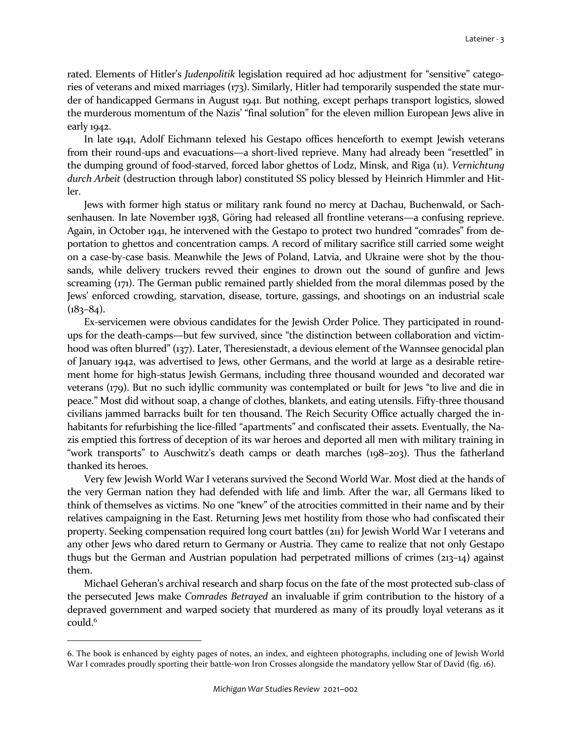rated. Elements of Hitler's *Judenpolitik* legislation required ad hoc adjustment for "sensitive" categories of veterans and mixed marriages (173). Similarly, Hitler had temporarily suspended the state murder of handicapped Germans in August 1941. But nothing, except perhaps transport logistics, slowed the murderous momentum of the Nazis' "final solution" for the eleven million European Jews alive in early 1942.

In late 1941, Adolf Eichmann telexed his Gestapo offices henceforth to exempt Jewish veterans from their round-ups and evacuations—a short-lived reprieve. Many had already been "resettled" in the dumping ground of food-starved, forced labor ghettos of Lodz, Minsk, and Riga (11). *Vernichtung durch Arbeit* (destruction through labor) constituted SS policy blessed by Heinrich Himmler and Hitler.

Jews with former high status or military rank found no mercy at Dachau, Buchenwald, or Sachsenhausen. In late November 1938, Göring had released all frontline veterans—a confusing reprieve. Again, in October 1941, he intervened with the Gestapo to protect two hundred "comrades" from deportation to ghettos and concentration camps. A record of military sacrifice still carried some weight on a case-by-case basis. Meanwhile the Jews of Poland, Latvia, and Ukraine were shot by the thousands, while delivery truckers revved their engines to drown out the sound of gunfire and Jews screaming (171). The German public remained partly shielded from the moral dilemmas posed by the Jews' enforced crowding, starvation, disease, torture, gassings, and shootings on an industrial scale (183–84).

Ex-servicemen were obvious candidates for the Jewish Order Police. They participated in roundups for the death-camps—but few survived, since "the distinction between collaboration and victimhood was often blurred" (137). Later, Theresienstadt, a devious element of the Wannsee genocidal plan of January 1942, was advertised to Jews, other Germans, and the world at large as a desirable retirement home for high-status Jewish Germans, including three thousand wounded and decorated war veterans (179). But no such idyllic community was contemplated or built for Jews "to live and die in peace." Most did without soap, a change of clothes, blankets, and eating utensils. Fifty-three thousand civilians jammed barracks built for ten thousand. The Reich Security Office actually charged the inhabitants for refurbishing the lice-filled "apartments" and confiscated their assets. Eventually, the Nazis emptied this fortress of deception of its war heroes and deported all men with military training in "work transports" to Auschwitz's death camps or death marches (198–203). Thus the fatherland thanked its heroes.

Very few Jewish World War I veterans survived the Second World War. Most died at the hands of the very German nation they had defended with life and limb. After the war, all Germans liked to think of themselves as victims. No one "knew" of the atrocities committed in their name and by their relatives campaigning in the East. Returning Jews met hostility from those who had confiscated their property. Seeking compensation required long court battles (211) for Jewish World War I veterans and any other Jews who dared return to Germany or Austria. They came to realize that not only Gestapo thugs but the German and Austrian population had perpetrated millions of crimes (213–14) against them.

Michael Geheran's archival research and sharp focus on the fate of the most protected sub-class of the persecuted Jews make *Comrades Betrayed* an invaluable if grim contribution to the history of a depraved government and warped society that murdered as many of its proudly loyal veterans as it could.[6]

---

6. The book is enhanced by eighty pages of notes, an index, and eighteen photographs, including one of Jewish World War I comrades proudly sporting their battle-won Iron Crosses alongside the mandatory yellow Star of David (fig. 16).